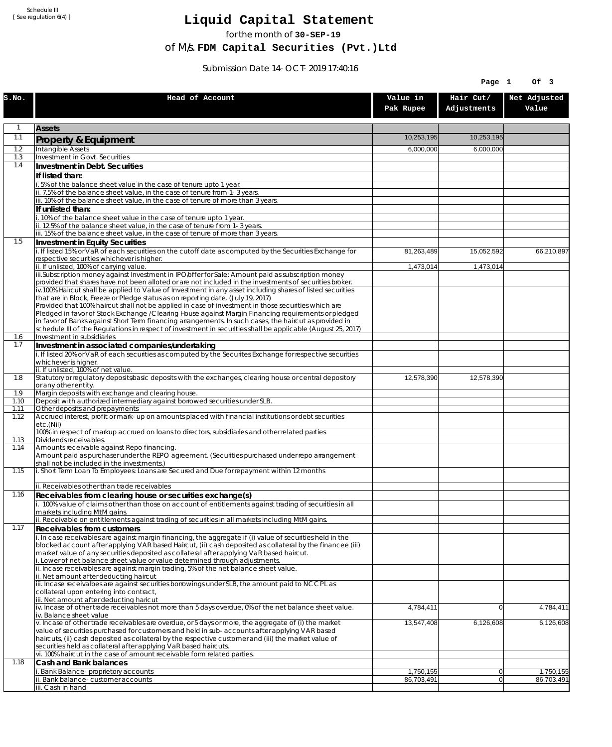Schedule III
[ See regulation 6(4) ]

# Liquid Capital Statement

for the month of **30-SEP-19**

of M/s. **FDM Capital Securities (Pvt.)Ltd**

Submission Date 14-OCT-2019 17:40:16

| S.No. | Head of Account | Value in Pak Rupee | Hair Cut/ Adjustments | Net Adjusted Value |
|---|---|---|---|---|
| 1 | **Assets** | | | |
| 1.1 | **Property & Equipment** | 10,253,195 | 10,253,195 | |
| 1.2 | Intangible Assets | 6,000,000 | 6,000,000 | |
| 1.3 | Investment in Govt. Securities | | | |
| 1.4 | **Investment in Debt. Securities** | | | |
| | **If listed than:** | | | |
| | i. 5% of the balance sheet value in the case of tenure upto 1 year. | | | |
| | ii. 7.5% of the balance sheet value, in the case of tenure from 1-3 years. | | | |
| | iii. 10% of the balance sheet value, in the case of tenure of more than 3 years. | | | |
| | **If unlisted than:** | | | |
| | i. 10% of the balance sheet value in the case of tenure upto 1 year. | | | |
| | ii. 12.5% of the balance sheet value, in the case of tenure from 1-3 years. | | | |
| | iii. 15% of the balance sheet value, in the case of tenure of more than 3 years. | | | |
| 1.5 | **Investment in Equity Securities** | | | |
| | i. If listed 15% or VaR of each securities on the cutoff date as computed by the Securities Exchange for respective securities whichever is higher. | 81,263,489 | 15,052,592 | 66,210,897 |
| | ii. If unlisted, 100% of carrying value. | 1,473,014 | 1,473,014 | |
| | iii.Subscription money against Investment in IPO/offer for Sale: Amount paid as subscription money provided that shares have not been alloted or are not included in the investments of securities broker. | | | |
| | iv.100% Haircut shall be applied to Value of Investment in any asset including shares of listed securities that are in Block, Freeze or Pledge status as on reporting date. (July 19, 2017) Provided that 100% haircut shall not be applied in case of investment in those securities which are Pledged in favor of Stock Exchange / Clearing House against Margin Financing requirements or pledged in favor of Banks against Short Term financing arrangements. In such cases, the haircut as provided in schedule III of the Regulations in respect of investment in securities shall be applicable (August 25, 2017) | | | |
| 1.6 | Investment in subsidiaries | | | |
| 1.7 | **Investment in associated companies/undertaking** | | | |
| | i. If listed 20% or VaR of each securities as computed by the Securites Exchange for respective securities whichever is higher. | | | |
| | ii. If unlisted, 100% of net value. | | | |
| 1.8 | Statutory or regulatory deposits/basic deposits with the exchanges, clearing house or central depository or any other entity. | 12,578,390 | 12,578,390 | |
| 1.9 | Margin deposits with exchange and clearing house. | | | |
| 1.10 | Deposit with authorized intermediary against borrowed securities under SLB. | | | |
| 1.11 | Other deposits and prepayments | | | |
| 1.12 | Accrued interest, profit or mark-up on amounts placed with financial institutions or debt securities etc.(Nil) | | | |
| | 100% in respect of markup accrued on loans to directors, subsidiaries and other related parties | | | |
| 1.13 | Dividends receivables. | | | |
| 1.14 | Amounts receivable against Repo financing. Amount paid as purchaser under the REPO agreement. (Securities purchased under repo arrangement shall not be included in the investments.) | | | |
| 1.15 | i. Short Term Loan To Employees: Loans are Secured and Due for repayment within 12 months | | | |
| | ii. Receivables other than trade receivables | | | |
| 1.16 | **Receivables from clearing house or securities exchange(s)** | | | |
| | i. 100% value of claims other than those on account of entitlements against trading of securities in all markets including MtM gains. | | | |
| | ii. Receivable on entitlements against trading of securities in all markets including MtM gains. | | | |
| 1.17 | **Receivables from customers** | | | |
| | i. In case receivables are against margin financing, the aggregate if (i) value of securities held in the blocked account after applying VAR based Haircut, (ii) cash deposited as collateral by the financee (iii) market value of any securities deposited as collateral after applying VaR based haircut. i. Lower of net balance sheet value or value determined through adjustments. | | | |
| | ii. Incase receivables are against margin trading, 5% of the net balance sheet value. ii. Net amount after deducting haircut | | | |
| | iii. Incase receivalbes are against securities borrowings under SLB, the amount paid to NCCPL as collateral upon entering into contract, iii. Net amount after deducting haricut | | | |
| | iv. Incase of other trade receivables not more than 5 days overdue, 0% of the net balance sheet value. iv. Balance sheet value | 4,784,411 | 0 | 4,784,411 |
| | v. Incase of other trade receivables are overdue, or 5 days or more, the aggregate of (i) the market value of securities purchased for customers and held in sub-accounts after applying VAR based haircuts, (ii) cash deposited as collateral by the respective customer and (iii) the market value of securities held as collateral after applying VaR based haircuts. | 13,547,408 | 6,126,608 | 6,126,608 |
| | vi. 100% haircut in the case of amount receivable form related parties. | | | |
| 1.18 | **Cash and Bank balances** | | | |
| | i. Bank Balance-proprietory accounts | 1,750,155 | 0 | 1,750,155 |
| | ii. Bank balance-customer accounts | 86,703,491 | 0 | 86,703,491 |
| | iii. Cash in hand | | | |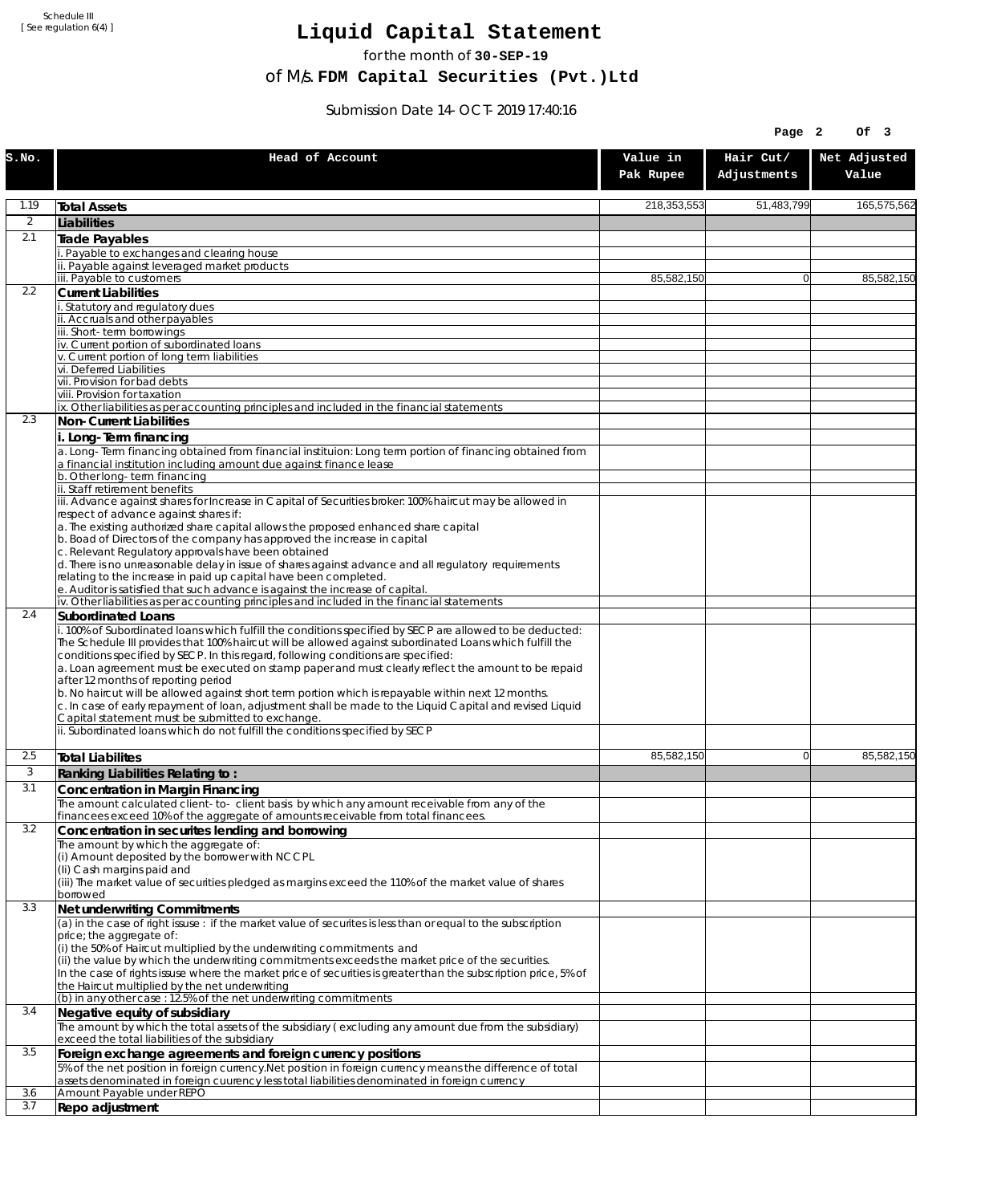Schedule III
[ See regulation 6(4) ]

# Liquid Capital Statement

for the month of **30-SEP-19**

of M/s. **FDM Capital Securities (Pvt.)Ltd**

Submission Date 14-OCT-2019 17:40:16

| S.No. | Head of Account | Value in Pak Rupee | Hair Cut/ Adjustments | Net Adjusted Value |
|---|---|---|---|---|
| 1.19 | **Total Assets** | 218,353,553 | 51,483,799 | 165,575,562 |
| 2 | **Liabilities** | | | |
| 2.1 | **Trade Payables** | | | |
| | i. Payable to exchanges and clearing house | | | |
| | ii. Payable against leveraged market products | | | |
| | iii. Payable to customers | 85,582,150 | 0 | 85,582,150 |
| 2.2 | **Current Liabilities** | | | |
| | i. Statutory and regulatory dues | | | |
| | ii. Accruals and other payables | | | |
| | iii. Short-term borrowings | | | |
| | iv. Current portion of subordinated loans | | | |
| | v. Current portion of long term liabilities | | | |
| | vi. Deferred Liabilities | | | |
| | vii. Provision for bad debts | | | |
| | viii. Provision for taxation | | | |
| | ix. Other liabilities as per accounting principles and included in the financial statements | | | |
| 2.3 | **Non-Current Liabilities** | | | |
| | **i. Long-Term financing** | | | |
| | a. Long-Term financing obtained from financial instituion: Long term portion of financing obtained from a financial institution including amount due against finance lease | | | |
| | b. Other long-term financing | | | |
| | ii. Staff retirement benefits | | | |
| | iii. Advance against shares for Increase in Capital of Securities broker: 100% haircut may be allowed in respect of advance against shares if:<br>a. The existing authorized share capital allows the proposed enhanced share capital<br>b. Boad of Directors of the company has approved the increase in capital<br>c. Relevant Regulatory approvals have been obtained<br>d. There is no unreasonable delay in issue of shares against advance and all regulatory requirements relating to the increase in paid up capital have been completed.<br>e. Auditor is satisfied that such advance is against the increase of capital. | | | |
| | iv. Other liabilities as per accounting principles and included in the financial statements | | | |
| 2.4 | **Subordinated Loans** | | | |
| | i. 100% of Subordinated loans which fulfill the conditions specified by SECP are allowed to be deducted: The Schedule III provides that 100% haircut will be allowed against subordinated Loans which fulfill the conditions specified by SECP. In this regard, following conditions are specified:<br>a. Loan agreement must be executed on stamp paper and must clearly reflect the amount to be repaid after 12 months of reporting period<br>b. No haircut will be allowed against short term portion which is repayable within next 12 months.<br>c. In case of early repayment of loan, adjustment shall be made to the Liquid Capital and revised Liquid Capital statement must be submitted to exchange. | | | |
| | ii. Subordinated loans which do not fulfill the conditions specified by SECP | | | |
| 2.5 | **Total Liabilites** | 85,582,150 | 0 | 85,582,150 |
| 3 | **Ranking Liabilities Relating to :** | | | |
| 3.1 | **Concentration in Margin Financing** | | | |
| | The amount calculated client-to- client basis by which any amount receivable from any of the financees exceed 10% of the aggregate of amounts receivable from total financees. | | | |
| 3.2 | **Concentration in securites lending and borrowing** | | | |
| | The amount by which the aggregate of:<br>(i) Amount deposited by the borrower with NCCPL<br>(Ii) Cash margins paid and<br>(iii) The market value of securities pledged as margins exceed the 110% of the market value of shares borrowed | | | |
| 3.3 | **Net underwriting Commitments** | | | |
| | (a) in the case of right issuse : if the market value of securites is less than or equal to the subscription price; the aggregate of:<br>(i) the 50% of Haircut multiplied by the underwriting commitments and<br>(ii) the value by which the underwriting commitments exceeds the market price of the securities.<br>In the case of rights issuse where the market price of securities is greater than the subscription price, 5% of the Haircut multiplied by the net underwriting | | | |
| | (b) in any other case : 12.5% of the net underwriting commitments | | | |
| 3.4 | **Negative equity of subsidiary** | | | |
| | The amount by which the total assets of the subsidiary ( excluding any amount due from the subsidiary) exceed the total liabilities of the subsidiary | | | |
| 3.5 | **Foreign exchange agreements and foreign currency positions** | | | |
| | 5% of the net position in foreign currency.Net position in foreign currency means the difference of total assets denominated in foreign cuurency less total liabilities denominated in foreign currency | | | |
| 3.6 | Amount Payable under REPO | | | |
| 3.7 | **Repo adjustment** | | | |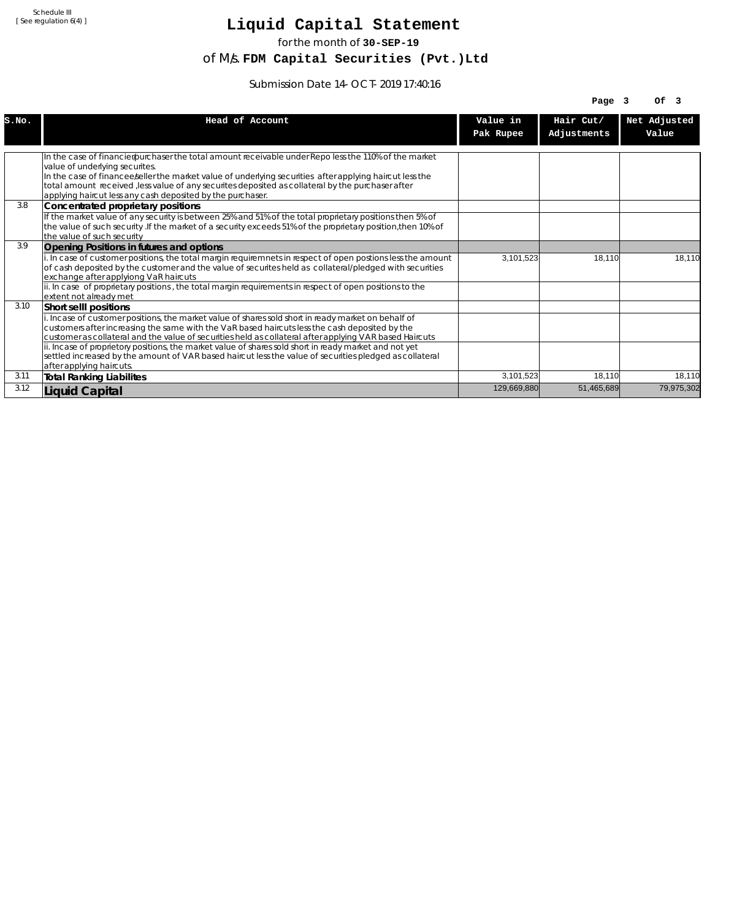Schedule III
[ See regulation 6(4) ]

# Liquid Capital Statement

for the month of **30-SEP-19**

of M/s. **FDM Capital Securities (Pvt.)Ltd**

Submission Date 14-OCT-2019 17:40:16

| S.No. | Head of Account | Value in Pak Rupee | Hair Cut/ Adjustments | Net Adjusted Value |
|---|---|---|---|---|
| | In the case of financier/purchaser the total amount receivable under Repo less the 110% of the market value of underlying securites. In the case of financee/seller the market value of underlying securities after applying haircut less the total amount received ,less value of any securites deposited as collateral by the purchaser after applying haircut less any cash deposited by the purchaser. | | | |
| 3.8 | **Concentrated proprietary positions** | | | |
| | If the market value of any security is between 25% and 51% of the total proprietary positions then 5% of the value of such security .If the market of a security exceeds 51% of the proprietary position,then 10% of the value of such security | | | |
| 3.9 | **Opening Positions in futures and options** | | | |
| | i. In case of customer positions, the total margin requiremnets in respect of open postions less the amount of cash deposited by the customer and the value of securites held as collateral/pledged with securities exchange after applyiong VaR haircuts | 3,101,523 | 18,110 | 18,110 |
| | ii. In case of proprietary positions , the total margin requirements in respect of open positions to the extent not already met | | | |
| 3.10 | **Short selll positions** | | | |
| | i. Incase of customer positions, the market value of shares sold short in ready market on behalf of customers after increasing the same with the VaR based haircuts less the cash deposited by the customer as collateral and the value of securities held as collateral after applying VAR based Haircuts | | | |
| | ii. Incase of proprietory positions, the market value of shares sold short in ready market and not yet settled increased by the amount of VAR based haircut less the value of securities pledged as collateral after applying haircuts. | | | |
| 3.11 | **Total Ranking Liabilites** | 3,101,523 | 18,110 | 18,110 |
| 3.12 | **Liquid Capital** | 129,669,880 | 51,465,689 | 79,975,302 |